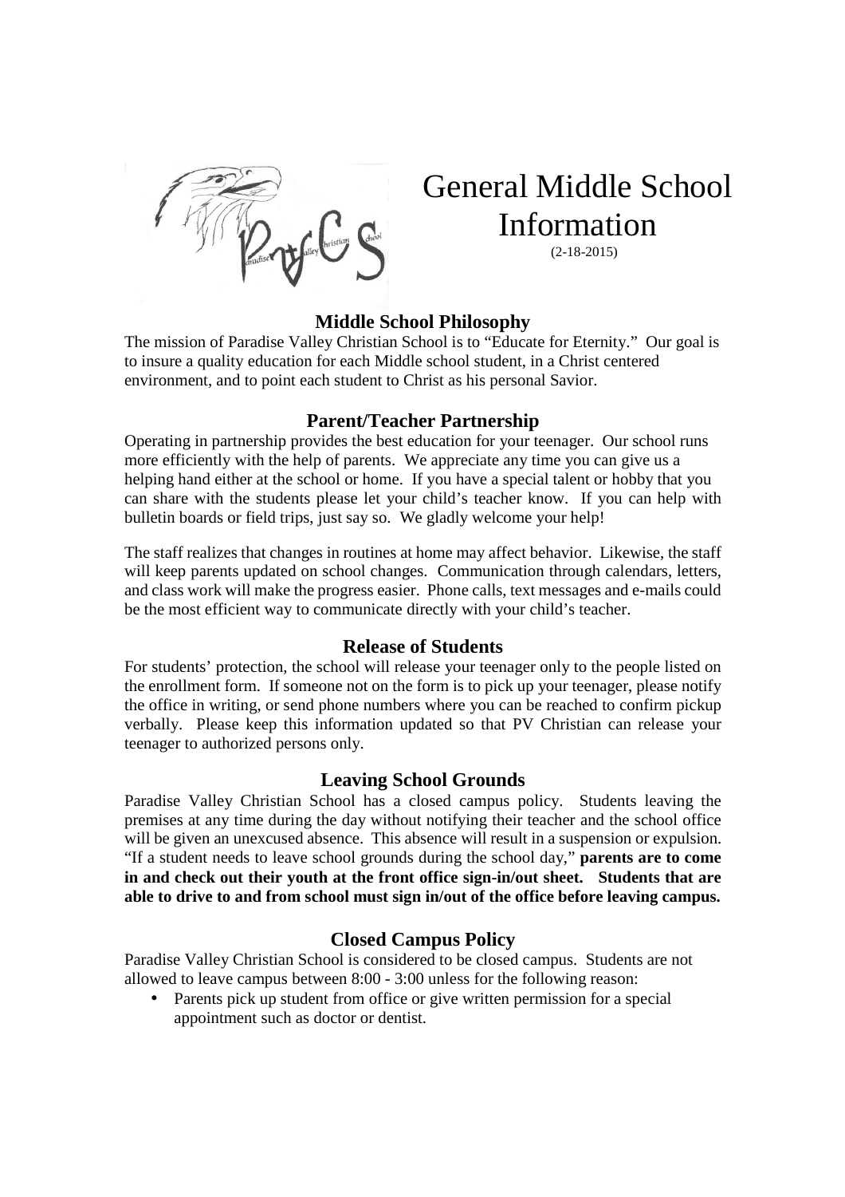# General Middle School Information

(2-18-2015)

## Middle School Philosophy

The mission of Paradise Valley Christian School is to "Educate for Eternity." Our goal is to insure a quality education for each Middle school student, in a Christ centered environment, and to point each student to Christ as his personal Savior.

## Parent/Teacher Partnership

Operating in partnership provides the best education for your teenager. Our school runs more efficiently with the help of parents. We appreciate any time you can give us a helping hand either at the school or home. If you have a special talent or hobby that you can share with the students please let your child's teacher know. If you can help with bulletin boards or field trips, just say so. We gladly welcome your help!

The staff realizes that changes in routines at home may affect behavior. Likewise, the staff will keep parents updated on school changes. Communication through calendars, letters, and class work will make the progress easier. Phone calls, text messages and e-mails could be the most efficient way to communicate directly with your child's teacher.

## Release of Students

For students' protection, the school will release your teenager only to the people listed on the enrollment form. If someone not on the form is to pick up your teenager, please notify the office in writing, or send phone numbers where you can be reached to confirm pickup verbally. Please keep this information updated so that PV Christian can release your teenager to authorized persons only.

## Leaving School Grounds

Paradise Valley Christian School has a closed campus policy. Students leaving the premises at any time during the day without notifying their teacher and the school office will be given an unexcused absence. This absence will result in a suspension or expulsion. "If a student needs to leave school grounds during the school day," **parents are to come in and check out their youth at the front office sign-in/out sheet. Students that are able to drive to and from school must sign in/out of the office before leaving campus.**

## Closed Campus Policy

Paradise Valley Christian School is considered to be closed campus. Students are not allowed to leave campus between 8:00 - 3:00 unless for the following reason:

- Parents pick up student from office or give written permission for a special appointment such as doctor or dentist.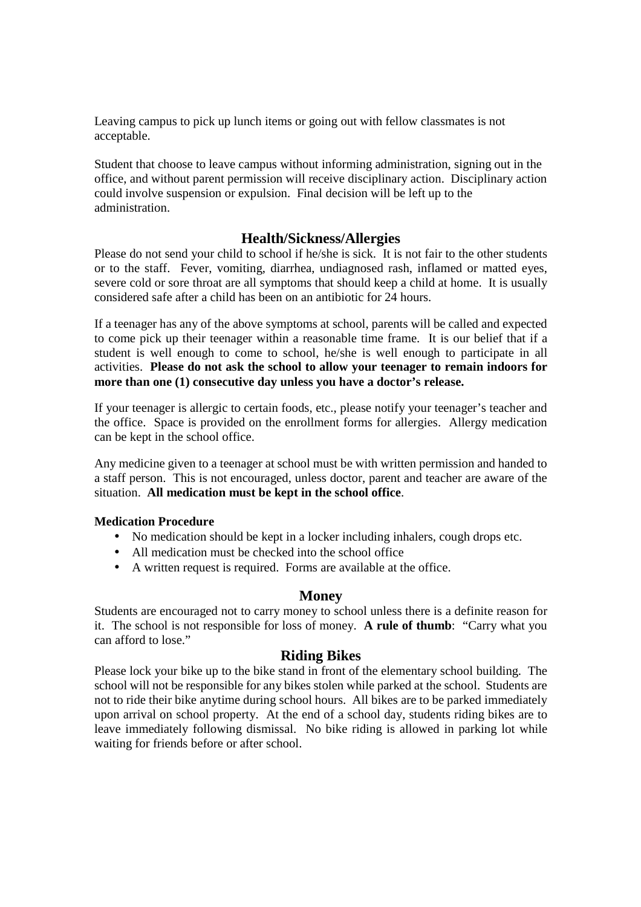Leaving campus to pick up lunch items or going out with fellow classmates is not acceptable.

Student that choose to leave campus without informing administration, signing out in the office, and without parent permission will receive disciplinary action. Disciplinary action could involve suspension or expulsion. Final decision will be left up to the administration.

## Health/Sickness/Allergies

Please do not send your child to school if he/she is sick. It is not fair to the other students or to the staff. Fever, vomiting, diarrhea, undiagnosed rash, inflamed or matted eyes, severe cold or sore throat are all symptoms that should keep a child at home. It is usually considered safe after a child has been on an antibiotic for 24 hours.

If a teenager has any of the above symptoms at school, parents will be called and expected to come pick up their teenager within a reasonable time frame. It is our belief that if a student is well enough to come to school, he/she is well enough to participate in all activities. **Please do not ask the school to allow your teenager to remain indoors for more than one (1) consecutive day unless you have a doctor's release.**

If your teenager is allergic to certain foods, etc., please notify your teenager's teacher and the office. Space is provided on the enrollment forms for allergies. Allergy medication can be kept in the school office.

Any medicine given to a teenager at school must be with written permission and handed to a staff person. This is not encouraged, unless doctor, parent and teacher are aware of the situation. **All medication must be kept in the school office**.

**Medication Procedure**

- No medication should be kept in a locker including inhalers, cough drops etc.
- All medication must be checked into the school office
- A written request is required. Forms are available at the office.

## Money

Students are encouraged not to carry money to school unless there is a definite reason for it. The school is not responsible for loss of money. **A rule of thumb**: "Carry what you can afford to lose."

## Riding Bikes

Please lock your bike up to the bike stand in front of the elementary school building. The school will not be responsible for any bikes stolen while parked at the school. Students are not to ride their bike anytime during school hours. All bikes are to be parked immediately upon arrival on school property. At the end of a school day, students riding bikes are to leave immediately following dismissal. No bike riding is allowed in parking lot while waiting for friends before or after school.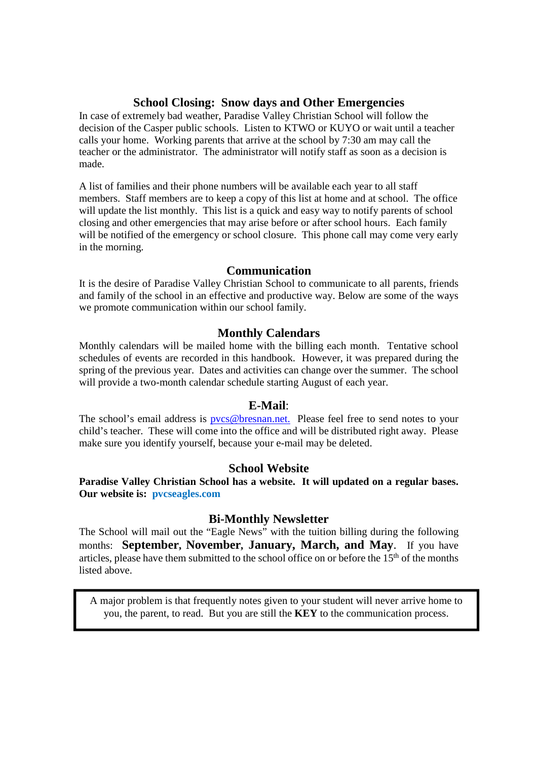## School Closing: Snow days and Other Emergencies

In case of extremely bad weather, Paradise Valley Christian School will follow the decision of the Casper public schools. Listen to KTWO or KUYO or wait until a teacher calls your home. Working parents that arrive at the school by 7:30 am may call the teacher or the administrator. The administrator will notify staff as soon as a decision is made.

A list of families and their phone numbers will be available each year to all staff members. Staff members are to keep a copy of this list at home and at school. The office will update the list monthly. This list is a quick and easy way to notify parents of school closing and other emergencies that may arise before or after school hours. Each family will be notified of the emergency or school closure. This phone call may come very early in the morning.

## Communication

It is the desire of Paradise Valley Christian School to communicate to all parents, friends and family of the school in an effective and productive way. Below are some of the ways we promote communication within our school family.

## Monthly Calendars

Monthly calendars will be mailed home with the billing each month. Tentative school schedules of events are recorded in this handbook. However, it was prepared during the spring of the previous year. Dates and activities can change over the summer. The school will provide a two-month calendar schedule starting August of each year.

## E-Mail:

The school's email address is pvcs@bresnan.net. Please feel free to send notes to your child's teacher. These will come into the office and will be distributed right away. Please make sure you identify yourself, because your e-mail may be deleted.

## School Website

**Paradise Valley Christian School has a website. It will updated on a regular bases. Our website is: pvcseagles.com**

## Bi-Monthly Newsletter

The School will mail out the "Eagle News" with the tuition billing during the following months: **September, November, January, March, and May**. If you have articles, please have them submitted to the school office on or before the 15th of the months listed above.

> A major problem is that frequently notes given to your student will never arrive home to you, the parent, to read. But you are still the **KEY** to the communication process.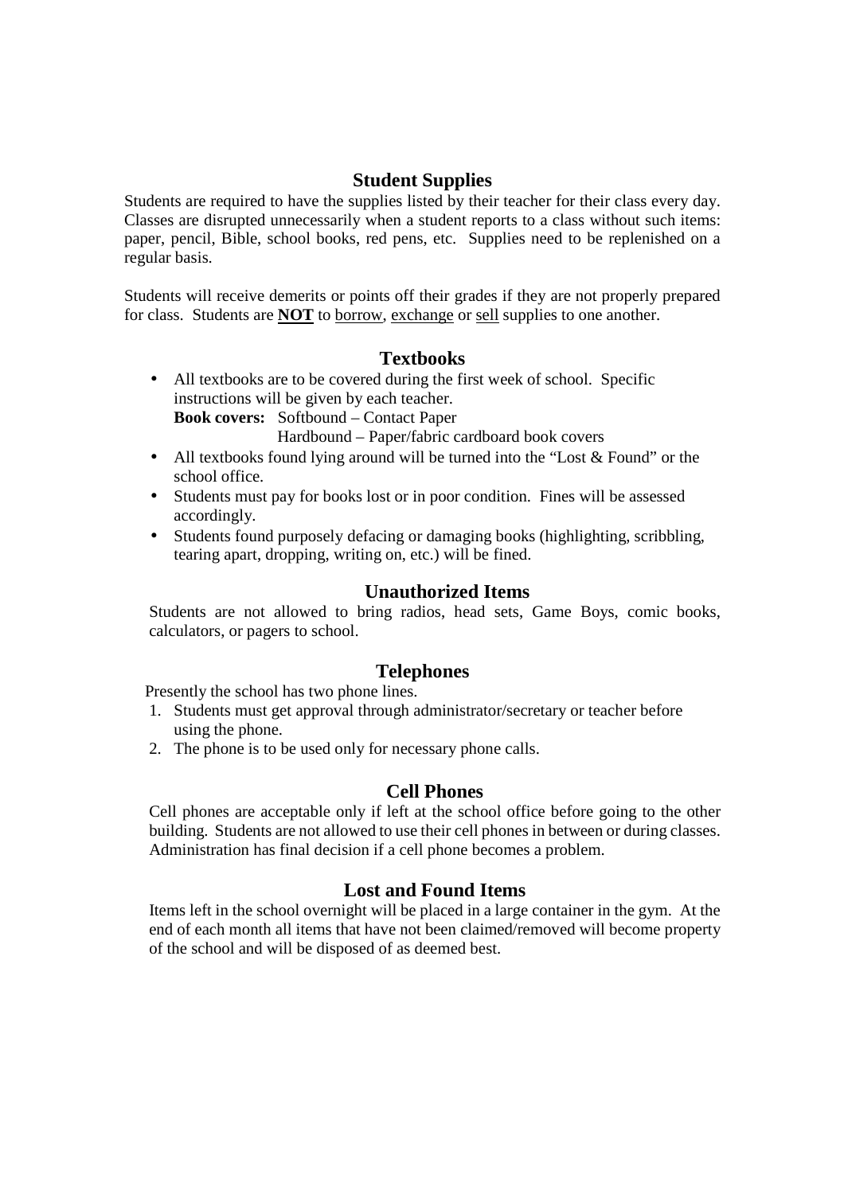## Student Supplies

Students are required to have the supplies listed by their teacher for their class every day. Classes are disrupted unnecessarily when a student reports to a class without such items: paper, pencil, Bible, school books, red pens, etc. Supplies need to be replenished on a regular basis.

Students will receive demerits or points off their grades if they are not properly prepared for class. Students are **NOT** to borrow, exchange or sell supplies to one another.

## Textbooks

- All textbooks are to be covered during the first week of school. Specific instructions will be given by each teacher.
  **Book covers:** Softbound – Contact Paper
  Hardbound – Paper/fabric cardboard book covers
- All textbooks found lying around will be turned into the "Lost & Found" or the school office.
- Students must pay for books lost or in poor condition. Fines will be assessed accordingly.
- Students found purposely defacing or damaging books (highlighting, scribbling, tearing apart, dropping, writing on, etc.) will be fined.

## Unauthorized Items

Students are not allowed to bring radios, head sets, Game Boys, comic books, calculators, or pagers to school.

## Telephones

Presently the school has two phone lines.

1. Students must get approval through administrator/secretary or teacher before using the phone.
2. The phone is to be used only for necessary phone calls.

## Cell Phones

Cell phones are acceptable only if left at the school office before going to the other building. Students are not allowed to use their cell phones in between or during classes. Administration has final decision if a cell phone becomes a problem.

## Lost and Found Items

Items left in the school overnight will be placed in a large container in the gym. At the end of each month all items that have not been claimed/removed will become property of the school and will be disposed of as deemed best.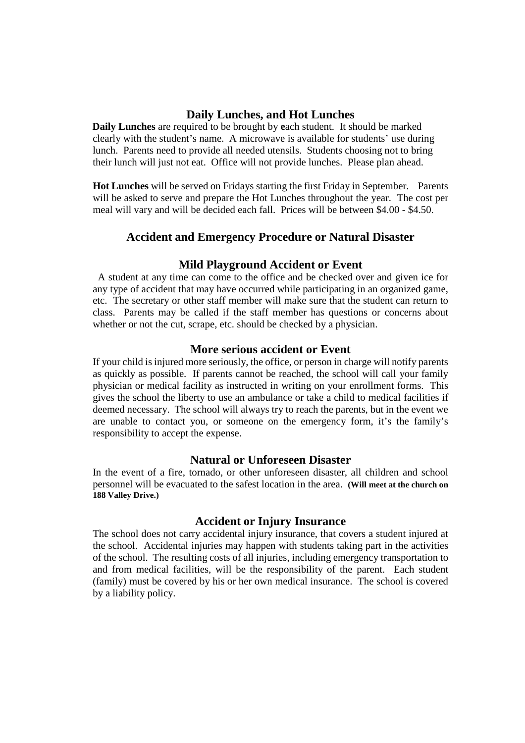## Daily Lunches, and Hot Lunches

**Daily Lunches** are required to be brought by **e**ach student. It should be marked clearly with the student's name. A microwave is available for students' use during lunch. Parents need to provide all needed utensils. Students choosing not to bring their lunch will just not eat. Office will not provide lunches. Please plan ahead.

**Hot Lunches** will be served on Fridays starting the first Friday in September. Parents will be asked to serve and prepare the Hot Lunches throughout the year. The cost per meal will vary and will be decided each fall. Prices will be between $4.00 - $4.50.

## Accident and Emergency Procedure or Natural Disaster

### Mild Playground Accident or Event

A student at any time can come to the office and be checked over and given ice for any type of accident that may have occurred while participating in an organized game, etc. The secretary or other staff member will make sure that the student can return to class. Parents may be called if the staff member has questions or concerns about whether or not the cut, scrape, etc. should be checked by a physician.

### More serious accident or Event

If your child is injured more seriously, the office, or person in charge will notify parents as quickly as possible. If parents cannot be reached, the school will call your family physician or medical facility as instructed in writing on your enrollment forms. This gives the school the liberty to use an ambulance or take a child to medical facilities if deemed necessary. The school will always try to reach the parents, but in the event we are unable to contact you, or someone on the emergency form, it's the family's responsibility to accept the expense.

### Natural or Unforeseen Disaster

In the event of a fire, tornado, or other unforeseen disaster, all children and school personnel will be evacuated to the safest location in the area. **(Will meet at the church on 188 Valley Drive.)**

### Accident or Injury Insurance

The school does not carry accidental injury insurance, that covers a student injured at the school. Accidental injuries may happen with students taking part in the activities of the school. The resulting costs of all injuries, including emergency transportation to and from medical facilities, will be the responsibility of the parent. Each student (family) must be covered by his or her own medical insurance. The school is covered by a liability policy.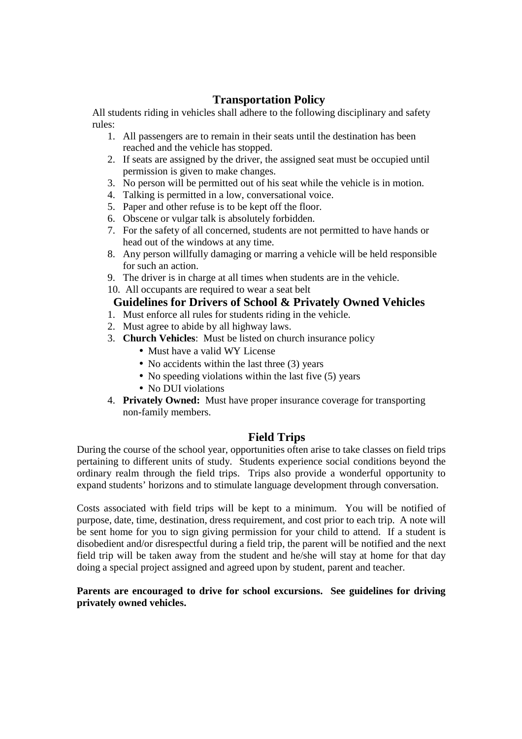## Transportation Policy

All students riding in vehicles shall adhere to the following disciplinary and safety rules:

1. All passengers are to remain in their seats until the destination has been reached and the vehicle has stopped.
2. If seats are assigned by the driver, the assigned seat must be occupied until permission is given to make changes.
3. No person will be permitted out of his seat while the vehicle is in motion.
4. Talking is permitted in a low, conversational voice.
5. Paper and other refuse is to be kept off the floor.
6. Obscene or vulgar talk is absolutely forbidden.
7. For the safety of all concerned, students are not permitted to have hands or head out of the windows at any time.
8. Any person willfully damaging or marring a vehicle will be held responsible for such an action.
9. The driver is in charge at all times when students are in the vehicle.
10. All occupants are required to wear a seat belt

### Guidelines for Drivers of School & Privately Owned Vehicles

1. Must enforce all rules for students riding in the vehicle.
2. Must agree to abide by all highway laws.
3. **Church Vehicles**: Must be listed on church insurance policy
   - Must have a valid WY License
   - No accidents within the last three (3) years
   - No speeding violations within the last five (5) years
   - No DUI violations
4. **Privately Owned:** Must have proper insurance coverage for transporting non-family members.

## Field Trips

During the course of the school year, opportunities often arise to take classes on field trips pertaining to different units of study. Students experience social conditions beyond the ordinary realm through the field trips. Trips also provide a wonderful opportunity to expand students' horizons and to stimulate language development through conversation.

Costs associated with field trips will be kept to a minimum. You will be notified of purpose, date, time, destination, dress requirement, and cost prior to each trip. A note will be sent home for you to sign giving permission for your child to attend. If a student is disobedient and/or disrespectful during a field trip, the parent will be notified and the next field trip will be taken away from the student and he/she will stay at home for that day doing a special project assigned and agreed upon by student, parent and teacher.

**Parents are encouraged to drive for school excursions. See guidelines for driving privately owned vehicles.**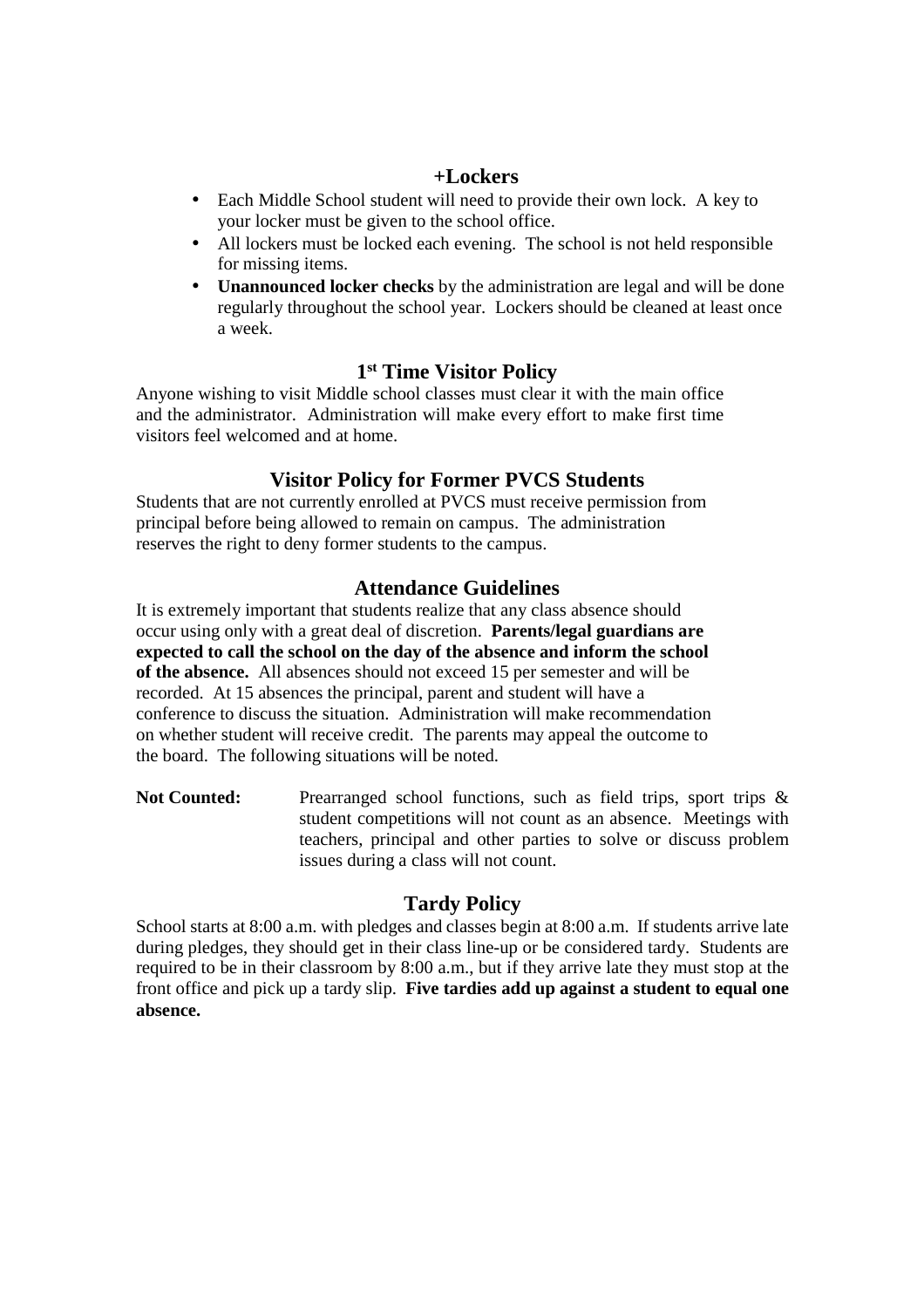## +Lockers

- Each Middle School student will need to provide their own lock. A key to your locker must be given to the school office.
- All lockers must be locked each evening. The school is not held responsible for missing items.
- **Unannounced locker checks** by the administration are legal and will be done regularly throughout the school year. Lockers should be cleaned at least once a week.

## 1st Time Visitor Policy

Anyone wishing to visit Middle school classes must clear it with the main office and the administrator. Administration will make every effort to make first time visitors feel welcomed and at home.

## Visitor Policy for Former PVCS Students

Students that are not currently enrolled at PVCS must receive permission from principal before being allowed to remain on campus. The administration reserves the right to deny former students to the campus.

## Attendance Guidelines

It is extremely important that students realize that any class absence should occur using only with a great deal of discretion. **Parents/legal guardians are expected to call the school on the day of the absence and inform the school of the absence.** All absences should not exceed 15 per semester and will be recorded. At 15 absences the principal, parent and student will have a conference to discuss the situation. Administration will make recommendation on whether student will receive credit. The parents may appeal the outcome to the board. The following situations will be noted.

**Not Counted:** Prearranged school functions, such as field trips, sport trips & student competitions will not count as an absence. Meetings with teachers, principal and other parties to solve or discuss problem issues during a class will not count.

## Tardy Policy

School starts at 8:00 a.m. with pledges and classes begin at 8:00 a.m. If students arrive late during pledges, they should get in their class line-up or be considered tardy. Students are required to be in their classroom by 8:00 a.m., but if they arrive late they must stop at the front office and pick up a tardy slip. **Five tardies add up against a student to equal one absence.**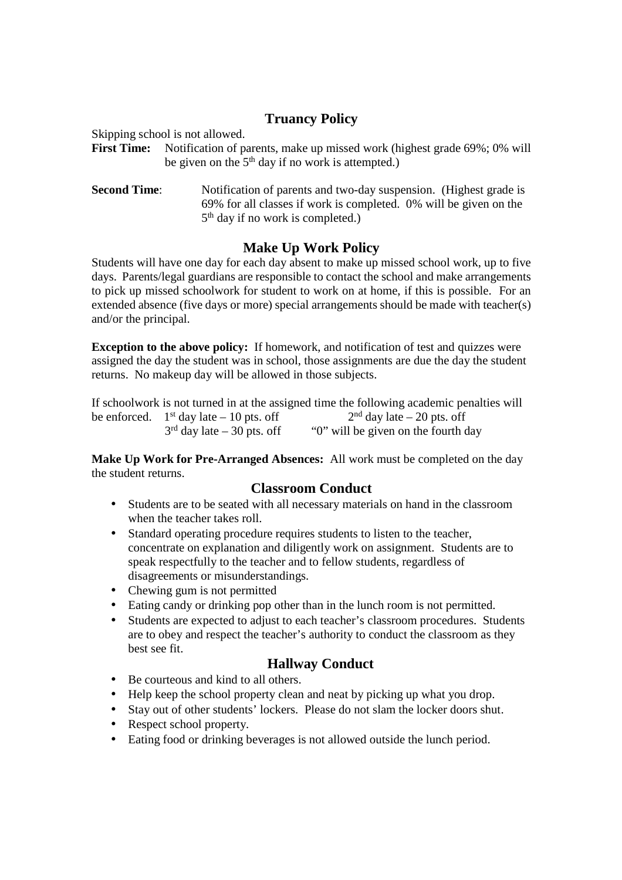## Truancy Policy

Skipping school is not allowed.

**First Time:** Notification of parents, make up missed work (highest grade 69%; 0% will be given on the 5th day if no work is attempted.)

**Second Time**: Notification of parents and two-day suspension. (Highest grade is 69% for all classes if work is completed. 0% will be given on the 5th day if no work is completed.)

## Make Up Work Policy

Students will have one day for each day absent to make up missed school work, up to five days. Parents/legal guardians are responsible to contact the school and make arrangements to pick up missed schoolwork for student to work on at home, if this is possible. For an extended absence (five days or more) special arrangements should be made with teacher(s) and/or the principal.

**Exception to the above policy:** If homework, and notification of test and quizzes were assigned the day the student was in school, those assignments are due the day the student returns. No makeup day will be allowed in those subjects.

If schoolwork is not turned in at the assigned time the following academic penalties will be enforced.

- 1st day late – 10 pts. off
- 2nd day late – 20 pts. off
- 3rd day late – 30 pts. off
- "0" will be given on the fourth day

**Make Up Work for Pre-Arranged Absences:** All work must be completed on the day the student returns.

## Classroom Conduct

- Students are to be seated with all necessary materials on hand in the classroom when the teacher takes roll.
- Standard operating procedure requires students to listen to the teacher, concentrate on explanation and diligently work on assignment. Students are to speak respectfully to the teacher and to fellow students, regardless of disagreements or misunderstandings.
- Chewing gum is not permitted
- Eating candy or drinking pop other than in the lunch room is not permitted.
- Students are expected to adjust to each teacher's classroom procedures. Students are to obey and respect the teacher's authority to conduct the classroom as they best see fit.

## Hallway Conduct

- Be courteous and kind to all others.
- Help keep the school property clean and neat by picking up what you drop.
- Stay out of other students' lockers. Please do not slam the locker doors shut.
- Respect school property.
- Eating food or drinking beverages is not allowed outside the lunch period.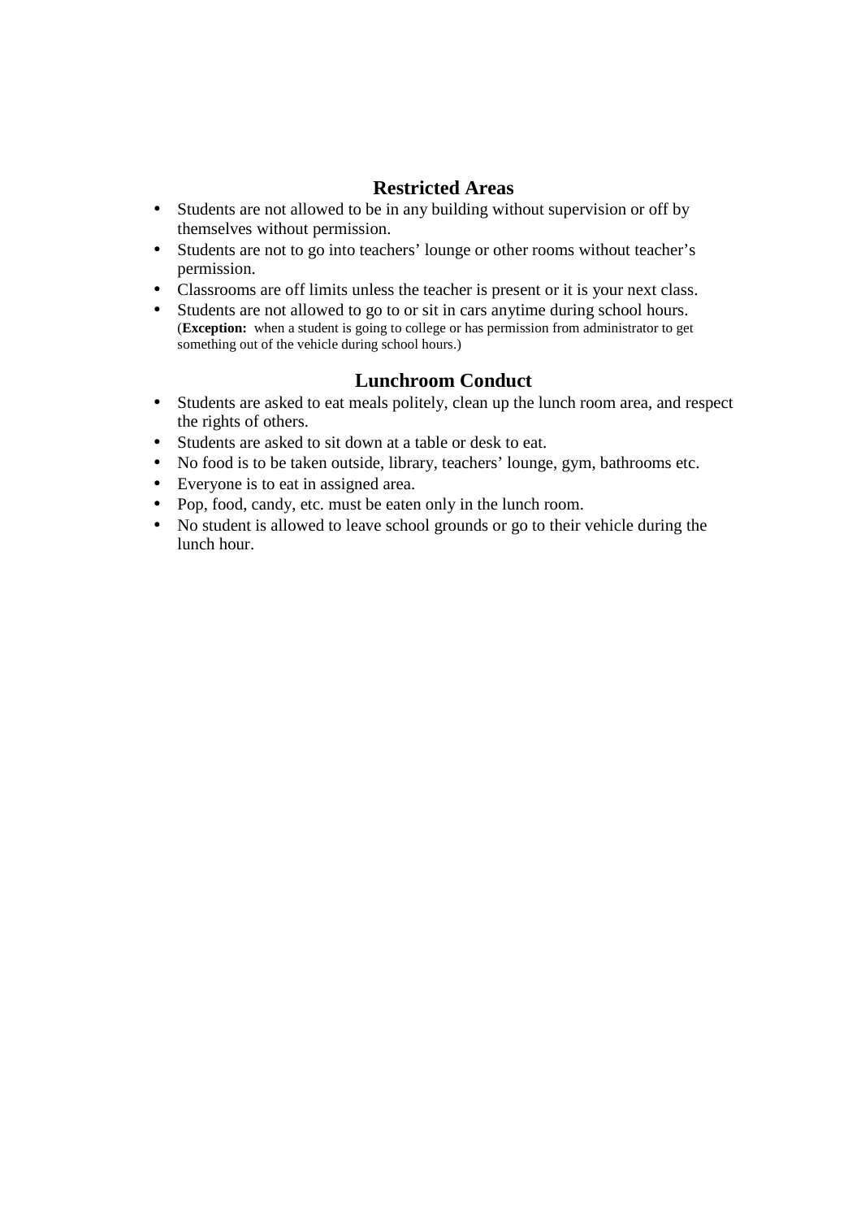## Restricted Areas

- Students are not allowed to be in any building without supervision or off by themselves without permission.
- Students are not to go into teachers' lounge or other rooms without teacher's permission.
- Classrooms are off limits unless the teacher is present or it is your next class.
- Students are not allowed to go to or sit in cars anytime during school hours. (**Exception:** when a student is going to college or has permission from administrator to get something out of the vehicle during school hours.)

## Lunchroom Conduct

- Students are asked to eat meals politely, clean up the lunch room area, and respect the rights of others.
- Students are asked to sit down at a table or desk to eat.
- No food is to be taken outside, library, teachers' lounge, gym, bathrooms etc.
- Everyone is to eat in assigned area.
- Pop, food, candy, etc. must be eaten only in the lunch room.
- No student is allowed to leave school grounds or go to their vehicle during the lunch hour.